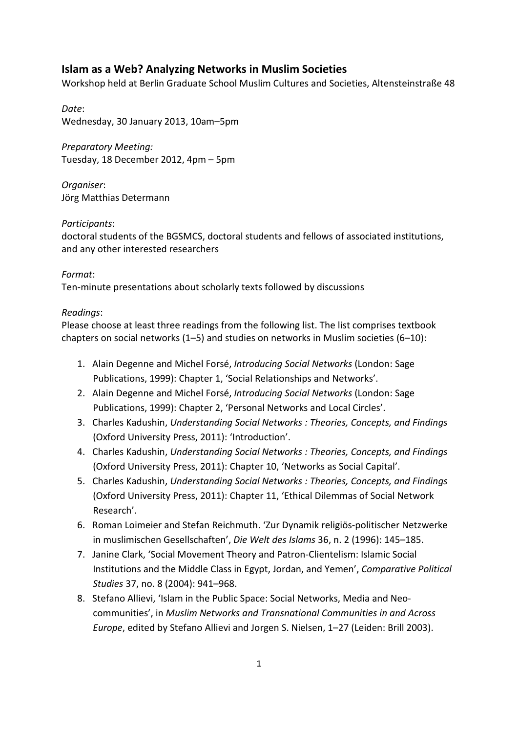## Islam as a Web? Analyzing Networks in Muslim Societies

Workshop held at Berlin Graduate School Muslim Cultures and Societies, Altensteinstraße 48

*Date*:
Wednesday, 30 January 2013, 10am–5pm

*Preparatory Meeting:*
Tuesday, 18 December 2012, 4pm – 5pm

*Organiser*:
Jörg Matthias Determann

*Participants*:
doctoral students of the BGSMCS, doctoral students and fellows of associated institutions, and any other interested researchers

*Format*:
Ten-minute presentations about scholarly texts followed by discussions

*Readings*:
Please choose at least three readings from the following list. The list comprises textbook chapters on social networks (1–5) and studies on networks in Muslim societies (6–10):

1. Alain Degenne and Michel Forsé, *Introducing Social Networks* (London: Sage Publications, 1999): Chapter 1, 'Social Relationships and Networks'.
2. Alain Degenne and Michel Forsé, *Introducing Social Networks* (London: Sage Publications, 1999): Chapter 2, 'Personal Networks and Local Circles'.
3. Charles Kadushin, *Understanding Social Networks : Theories, Concepts, and Findings* (Oxford University Press, 2011): 'Introduction'.
4. Charles Kadushin, *Understanding Social Networks : Theories, Concepts, and Findings* (Oxford University Press, 2011): Chapter 10, 'Networks as Social Capital'.
5. Charles Kadushin, *Understanding Social Networks : Theories, Concepts, and Findings* (Oxford University Press, 2011): Chapter 11, 'Ethical Dilemmas of Social Network Research'.
6. Roman Loimeier and Stefan Reichmuth. 'Zur Dynamik religiös-politischer Netzwerke in muslimischen Gesellschaften', *Die Welt des Islams* 36, n. 2 (1996): 145–185.
7. Janine Clark, 'Social Movement Theory and Patron-Clientelism: Islamic Social Institutions and the Middle Class in Egypt, Jordan, and Yemen', *Comparative Political Studies* 37, no. 8 (2004): 941–968.
8. Stefano Allievi, 'Islam in the Public Space: Social Networks, Media and Neo-communities', in *Muslim Networks and Transnational Communities in and Across Europe*, edited by Stefano Allievi and Jorgen S. Nielsen, 1–27 (Leiden: Brill 2003).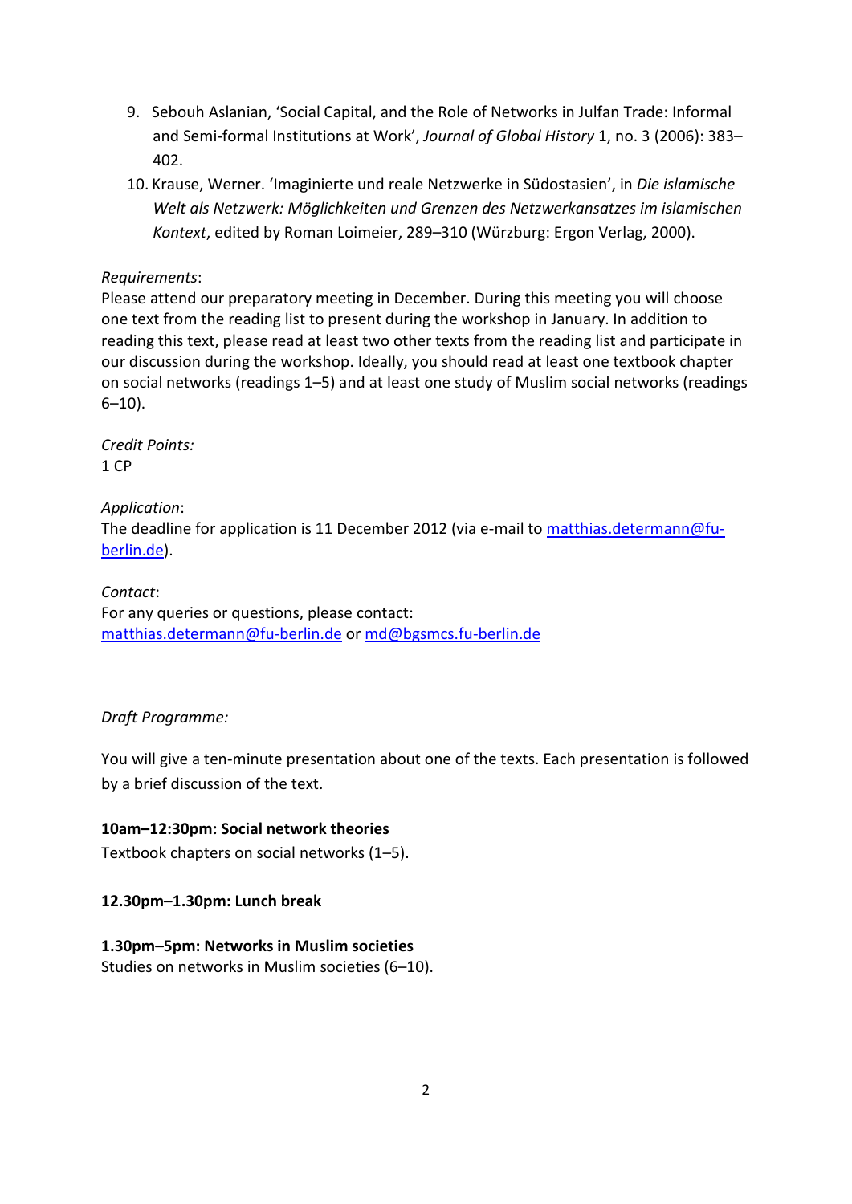9. Sebouh Aslanian, 'Social Capital, and the Role of Networks in Julfan Trade: Informal and Semi-formal Institutions at Work', *Journal of Global History* 1, no. 3 (2006): 383–402.
10. Krause, Werner. 'Imaginierte und reale Netzwerke in Südostasien', in *Die islamische Welt als Netzwerk: Möglichkeiten und Grenzen des Netzwerkansatzes im islamischen Kontext*, edited by Roman Loimeier, 289–310 (Würzburg: Ergon Verlag, 2000).

*Requirements*:
Please attend our preparatory meeting in December. During this meeting you will choose one text from the reading list to present during the workshop in January. In addition to reading this text, please read at least two other texts from the reading list and participate in our discussion during the workshop. Ideally, you should read at least one textbook chapter on social networks (readings 1–5) and at least one study of Muslim social networks (readings 6–10).

*Credit Points:*
1 CP

*Application*:
The deadline for application is 11 December 2012 (via e-mail to matthias.determann@fu-berlin.de).

*Contact*:
For any queries or questions, please contact:
matthias.determann@fu-berlin.de or md@bgsmcs.fu-berlin.de

*Draft Programme:*

You will give a ten-minute presentation about one of the texts. Each presentation is followed by a brief discussion of the text.

**10am–12:30pm: Social network theories**
Textbook chapters on social networks (1–5).

**12.30pm–1.30pm: Lunch break**

**1.30pm–5pm: Networks in Muslim societies**
Studies on networks in Muslim societies (6–10).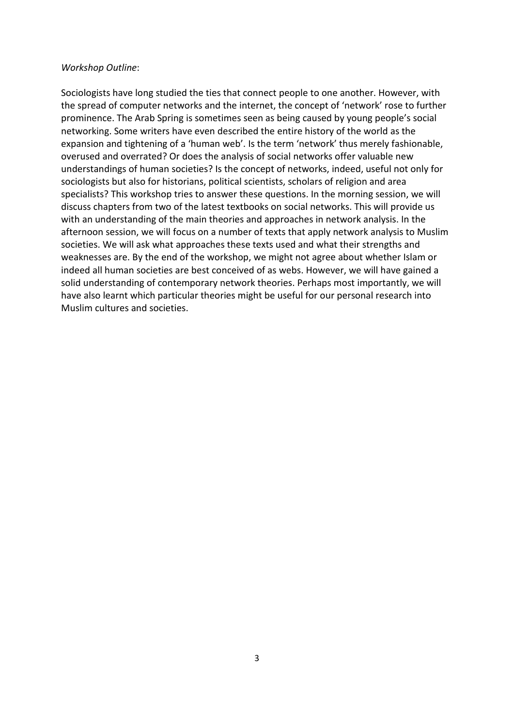*Workshop Outline*:

Sociologists have long studied the ties that connect people to one another. However, with the spread of computer networks and the internet, the concept of 'network' rose to further prominence. The Arab Spring is sometimes seen as being caused by young people's social networking. Some writers have even described the entire history of the world as the expansion and tightening of a 'human web'. Is the term 'network' thus merely fashionable, overused and overrated? Or does the analysis of social networks offer valuable new understandings of human societies? Is the concept of networks, indeed, useful not only for sociologists but also for historians, political scientists, scholars of religion and area specialists? This workshop tries to answer these questions. In the morning session, we will discuss chapters from two of the latest textbooks on social networks. This will provide us with an understanding of the main theories and approaches in network analysis. In the afternoon session, we will focus on a number of texts that apply network analysis to Muslim societies. We will ask what approaches these texts used and what their strengths and weaknesses are. By the end of the workshop, we might not agree about whether Islam or indeed all human societies are best conceived of as webs. However, we will have gained a solid understanding of contemporary network theories. Perhaps most importantly, we will have also learnt which particular theories might be useful for our personal research into Muslim cultures and societies.